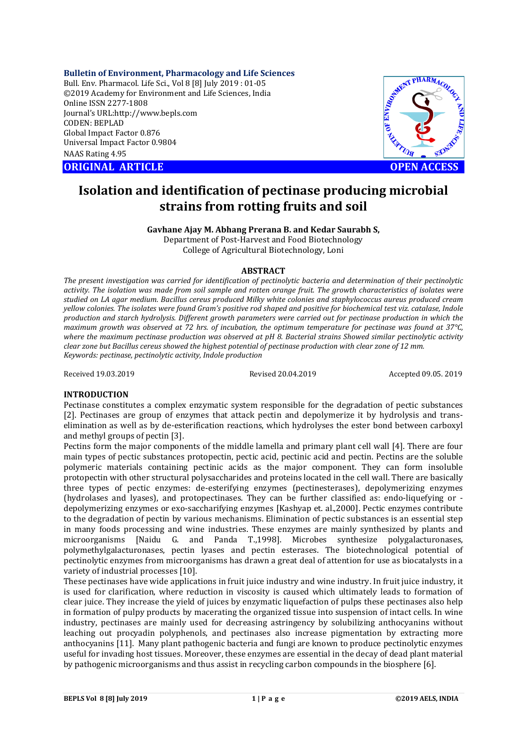**Bulletin of Environment, Pharmacology and Life Sciences**
Bull. Env. Pharmacol. Life Sci., Vol 8 [8] July 2019 : 01-05
©2019 Academy for Environment and Life Sciences, India
Online ISSN 2277-1808
Journal's URL:http://www.bepls.com
CODEN: BEPLAD
Global Impact Factor 0.876
Universal Impact Factor 0.9804
NAAS Rating 4.95

**ORIGINAL ARTICLE** **OPEN ACCESS**

# Isolation and identification of pectinase producing microbial strains from rotting fruits and soil

**Gavhane Ajay M. Abhang Prerana B. and Kedar Saurabh S,**
Department of Post-Harvest and Food Biotechnology
College of Agricultural Biotechnology, Loni

## ABSTRACT

*The present investigation was carried for identification of pectinolytic bacteria and determination of their pectinolytic activity. The isolation was made from soil sample and rotten orange fruit. The growth characteristics of isolates were studied on LA agar medium. Bacillus cereus produced Milky white colonies and staphylococcus aureus produced cream yellow colonies. The isolates were found Gram's positive rod shaped and positive for biochemical test viz. catalase, Indole production and starch hydrolysis. Different growth parameters were carried out for pectinase production in which the maximum growth was observed at 72 hrs. of incubation, the optimum temperature for pectinase was found at 37°C, where the maximum pectinase production was observed at pH 8. Bacterial strains Showed similar pectinolytic activity clear zone but Bacillus cereus showed the highest potential of pectinase production with clear zone of 12 mm.*
*Keywords: pectinase, pectinolytic activity, Indole production*

Received 19.03.2019 Revised 20.04.2019 Accepted 09.05. 2019

## INTRODUCTION

Pectinase constitutes a complex enzymatic system responsible for the degradation of pectic substances [2]. Pectinases are group of enzymes that attack pectin and depolymerize it by hydrolysis and trans-elimination as well as by de-esterification reactions, which hydrolyses the ester bond between carboxyl and methyl groups of pectin [3].

Pectins form the major components of the middle lamella and primary plant cell wall [4]. There are four main types of pectic substances protopectin, pectic acid, pectinic acid and pectin. Pectins are the soluble polymeric materials containing pectinic acids as the major component. They can form insoluble protopectin with other structural polysaccharides and proteins located in the cell wall. There are basically three types of pectic enzymes: de-esterifying enzymes (pectinesterases), depolymerizing enzymes (hydrolases and lyases), and protopectinases. They can be further classified as: endo-liquefying or -depolymerizing enzymes or exo-saccharifying enzymes [Kashyap et. al.,2000]. Pectic enzymes contribute to the degradation of pectin by various mechanisms. Elimination of pectic substances is an essential step in many foods processing and wine industries. These enzymes are mainly synthesized by plants and microorganisms [Naidu G. and Panda T.,1998]. Microbes synthesize polygalacturonases, polymethylgalacturonases, pectin lyases and pectin esterases. The biotechnological potential of pectinolytic enzymes from microorganisms has drawn a great deal of attention for use as biocatalysts in a variety of industrial processes [10].

These pectinases have wide applications in fruit juice industry and wine industry. In fruit juice industry, it is used for clarification, where reduction in viscosity is caused which ultimately leads to formation of clear juice. They increase the yield of juices by enzymatic liquefaction of pulps these pectinases also help in formation of pulpy products by macerating the organized tissue into suspension of intact cells. In wine industry, pectinases are mainly used for decreasing astringency by solubilizing anthocyanins without leaching out procyadin polyphenols, and pectinases also increase pigmentation by extracting more anthocyanins [11]. Many plant pathogenic bacteria and fungi are known to produce pectinolytic enzymes useful for invading host tissues. Moreover, these enzymes are essential in the decay of dead plant material by pathogenic microorganisms and thus assist in recycling carbon compounds in the biosphere [6].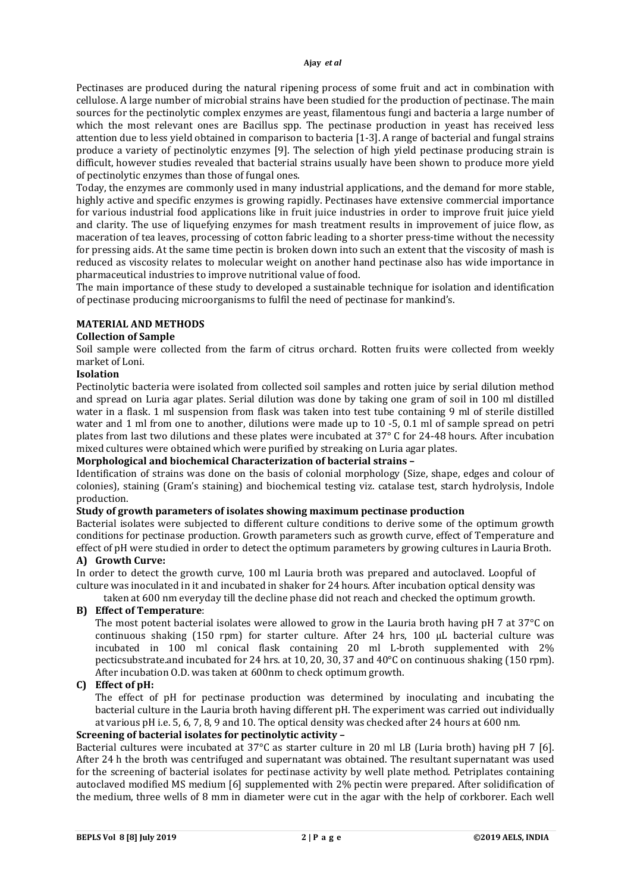Pectinases are produced during the natural ripening process of some fruit and act in combination with cellulose. A large number of microbial strains have been studied for the production of pectinase. The main sources for the pectinolytic complex enzymes are yeast, filamentous fungi and bacteria a large number of which the most relevant ones are Bacillus spp. The pectinase production in yeast has received less attention due to less yield obtained in comparison to bacteria [1-3]. A range of bacterial and fungal strains produce a variety of pectinolytic enzymes [9]. The selection of high yield pectinase producing strain is difficult, however studies revealed that bacterial strains usually have been shown to produce more yield of pectinolytic enzymes than those of fungal ones.

Today, the enzymes are commonly used in many industrial applications, and the demand for more stable, highly active and specific enzymes is growing rapidly. Pectinases have extensive commercial importance for various industrial food applications like in fruit juice industries in order to improve fruit juice yield and clarity. The use of liquefying enzymes for mash treatment results in improvement of juice flow, as maceration of tea leaves, processing of cotton fabric leading to a shorter press-time without the necessity for pressing aids. At the same time pectin is broken down into such an extent that the viscosity of mash is reduced as viscosity relates to molecular weight on another hand pectinase also has wide importance in pharmaceutical industries to improve nutritional value of food.

The main importance of these study to developed a sustainable technique for isolation and identification of pectinase producing microorganisms to fulfil the need of pectinase for mankind's.

## MATERIAL AND METHODS

### Collection of Sample

Soil sample were collected from the farm of citrus orchard. Rotten fruits were collected from weekly market of Loni.

### Isolation

Pectinolytic bacteria were isolated from collected soil samples and rotten juice by serial dilution method and spread on Luria agar plates. Serial dilution was done by taking one gram of soil in 100 ml distilled water in a flask. 1 ml suspension from flask was taken into test tube containing 9 ml of sterile distilled water and 1 ml from one to another, dilutions were made up to 10 -5, 0.1 ml of sample spread on petri plates from last two dilutions and these plates were incubated at 37° C for 24-48 hours. After incubation mixed cultures were obtained which were purified by streaking on Luria agar plates.

### Morphological and biochemical Characterization of bacterial strains –

Identification of strains was done on the basis of colonial morphology (Size, shape, edges and colour of colonies), staining (Gram's staining) and biochemical testing viz. catalase test, starch hydrolysis, Indole production.

### Study of growth parameters of isolates showing maximum pectinase production

Bacterial isolates were subjected to different culture conditions to derive some of the optimum growth conditions for pectinase production. Growth parameters such as growth curve, effect of Temperature and effect of pH were studied in order to detect the optimum parameters by growing cultures in Lauria Broth.

**A) Growth Curve:**

In order to detect the growth curve, 100 ml Lauria broth was prepared and autoclaved. Loopful of culture was inoculated in it and incubated in shaker for 24 hours. After incubation optical density was taken at 600 nm everyday till the decline phase did not reach and checked the optimum growth.

**B) Effect of Temperature**:

The most potent bacterial isolates were allowed to grow in the Lauria broth having pH 7 at 37°C on continuous shaking (150 rpm) for starter culture. After 24 hrs, 100 μL bacterial culture was incubated in 100 ml conical flask containing 20 ml L-broth supplemented with 2% pecticsubstrate.and incubated for 24 hrs. at 10, 20, 30, 37 and 40°C on continuous shaking (150 rpm). After incubation O.D. was taken at 600nm to check optimum growth.

**C) Effect of pH:**

The effect of pH for pectinase production was determined by inoculating and incubating the bacterial culture in the Lauria broth having different pH. The experiment was carried out individually at various pH i.e. 5, 6, 7, 8, 9 and 10. The optical density was checked after 24 hours at 600 nm.

### Screening of bacterial isolates for pectinolytic activity –

Bacterial cultures were incubated at 37°C as starter culture in 20 ml LB (Luria broth) having pH 7 [6]. After 24 h the broth was centrifuged and supernatant was obtained. The resultant supernatant was used for the screening of bacterial isolates for pectinase activity by well plate method. Petriplates containing autoclaved modified MS medium [6] supplemented with 2% pectin were prepared. After solidification of the medium, three wells of 8 mm in diameter were cut in the agar with the help of corkborer. Each well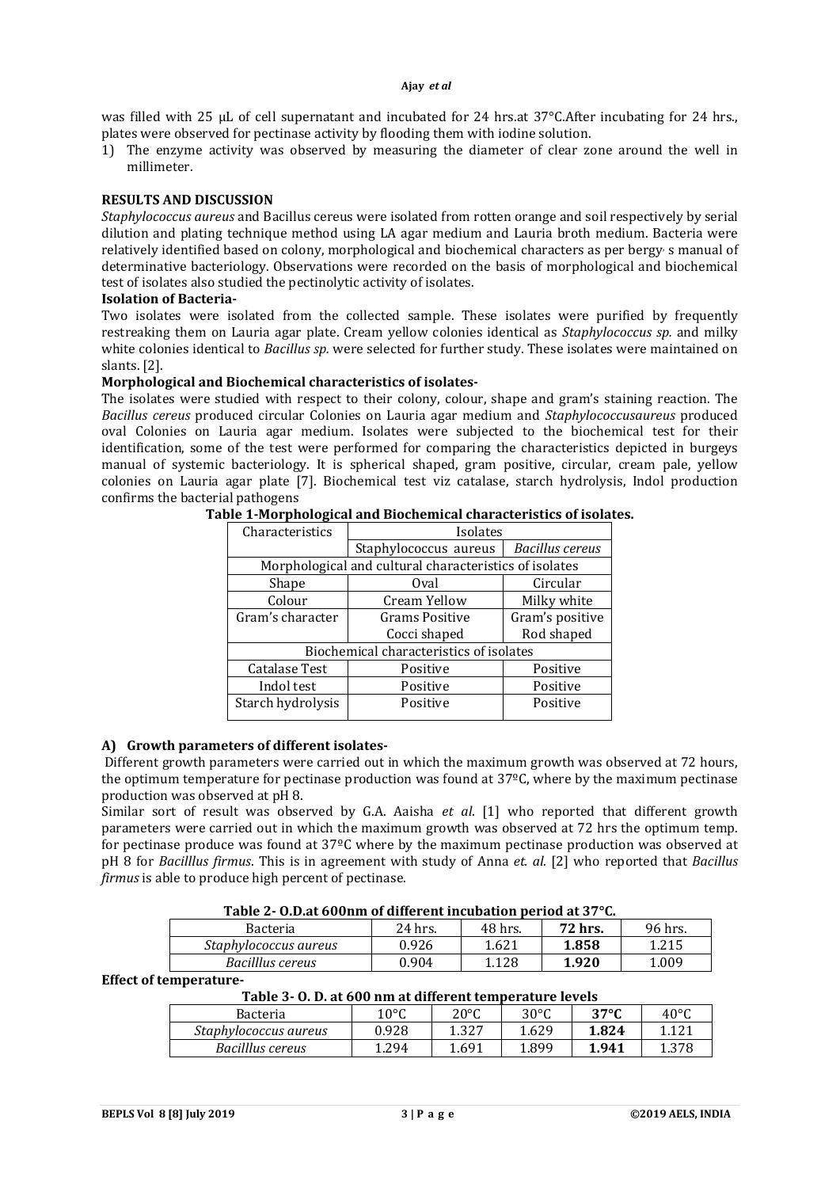was filled with 25 µL of cell supernatant and incubated for 24 hrs.at 37°C.After incubating for 24 hrs., plates were observed for pectinase activity by flooding them with iodine solution.

1) The enzyme activity was observed by measuring the diameter of clear zone around the well in millimeter.

## RESULTS AND DISCUSSION

*Staphylococcus aureus* and Bacillus cereus were isolated from rotten orange and soil respectively by serial dilution and plating technique method using LA agar medium and Lauria broth medium. Bacteria were relatively identified based on colony, morphological and biochemical characters as per bergy, s manual of determinative bacteriology. Observations were recorded on the basis of morphological and biochemical test of isolates also studied the pectinolytic activity of isolates.

**Isolation of Bacteria-**

Two isolates were isolated from the collected sample. These isolates were purified by frequently restreaking them on Lauria agar plate. Cream yellow colonies identical as *Staphylococcus sp.* and milky white colonies identical to *Bacillus sp.* were selected for further study. These isolates were maintained on slants. [2].

**Morphological and Biochemical characteristics of isolates-**

The isolates were studied with respect to their colony, colour, shape and gram's staining reaction. The *Bacillus cereus* produced circular Colonies on Lauria agar medium and *Staphylococcusaureus* produced oval Colonies on Lauria agar medium. Isolates were subjected to the biochemical test for their identification, some of the test were performed for comparing the characteristics depicted in burgeys manual of systemic bacteriology. It is spherical shaped, gram positive, circular, cream pale, yellow colonies on Lauria agar plate [7]. Biochemical test viz catalase, starch hydrolysis, Indol production confirms the bacterial pathogens

**Table 1-Morphological and Biochemical characteristics of isolates.**

| Characteristics | Isolates | |
|---|---|---|
| | Staphylococcus aureus | *Bacillus cereus* |
| Morphological and cultural characteristics of isolates | | |
| Shape | Oval | Circular |
| Colour | Cream Yellow | Milky white |
| Gram's character | Grams Positive Cocci shaped | Gram's positive Rod shaped |
| Biochemical characteristics of isolates | | |
| Catalase Test | Positive | Positive |
| Indol test | Positive | Positive |
| Starch hydrolysis | Positive | Positive |

### A) Growth parameters of different isolates-

Different growth parameters were carried out in which the maximum growth was observed at 72 hours, the optimum temperature for pectinase production was found at 37ºC, where by the maximum pectinase production was observed at pH 8.

Similar sort of result was observed by G.A. Aaisha *et al*. [1] who reported that different growth parameters were carried out in which the maximum growth was observed at 72 hrs the optimum temp. for pectinase produce was found at 37ºC where by the maximum pectinase production was observed at pH 8 for *Bacilllus firmus*. This is in agreement with study of Anna *et. al.* [2] who reported that *Bacillus firmus* is able to produce high percent of pectinase.

**Table 2- O.D.at 600nm of different incubation period at 37°C.**

| Bacteria | 24 hrs. | 48 hrs. | **72 hrs.** | 96 hrs. |
|---|---|---|---|---|
| *Staphylococcus aureus* | 0.926 | 1.621 | **1.858** | 1.215 |
| *Bacilllus cereus* | 0.904 | 1.128 | **1.920** | 1.009 |

**Effect of temperature-**

**Table 3- O. D. at 600 nm at different temperature levels**

| Bacteria | 10°C | 20°C | 30°C | **37°C** | 40°C |
|---|---|---|---|---|---|
| *Staphylococcus aureus* | 0.928 | 1.327 | 1.629 | **1.824** | 1.121 |
| *Bacilllus cereus* | 1.294 | 1.691 | 1.899 | **1.941** | 1.378 |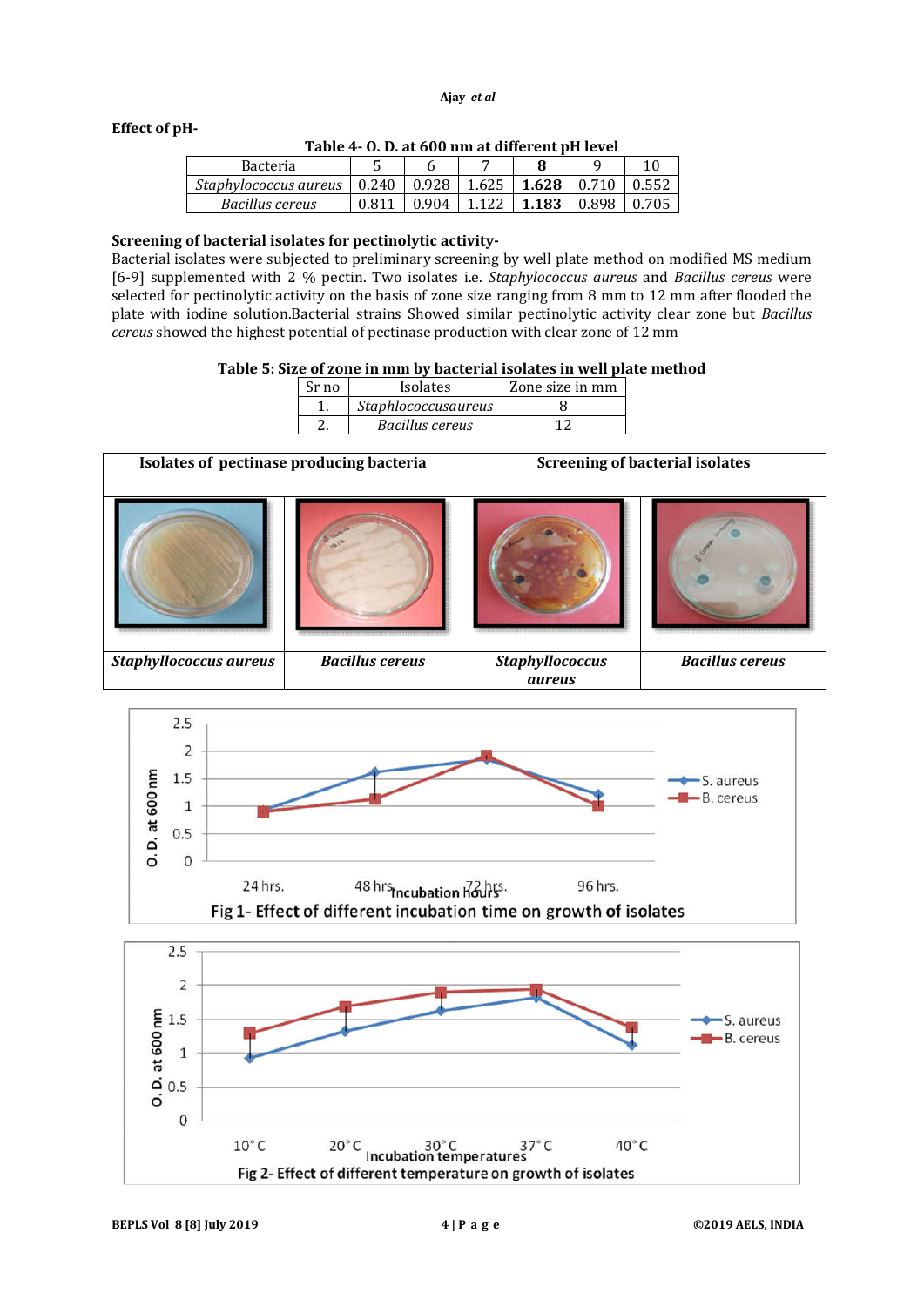**Effect of pH-**

**Table 4- O. D. at 600 nm at different pH level**

| Bacteria | 5 | 6 | 7 | **8** | 9 | 10 |
|---|---|---|---|---|---|---|
| *Staphylococcus aureus* | 0.240 | 0.928 | 1.625 | **1.628** | 0.710 | 0.552 |
| *Bacillus cereus* | 0.811 | 0.904 | 1.122 | **1.183** | 0.898 | 0.705 |

**Screening of bacterial isolates for pectinolytic activity-**

Bacterial isolates were subjected to preliminary screening by well plate method on modified MS medium [6-9] supplemented with 2 % pectin. Two isolates i.e. *Staphylococcus aureus* and *Bacillus cereus* were selected for pectinolytic activity on the basis of zone size ranging from 8 mm to 12 mm after flooded the plate with iodine solution.Bacterial strains Showed similar pectinolytic activity clear zone but *Bacillus cereus* showed the highest potential of pectinase production with clear zone of 12 mm

**Table 5: Size of zone in mm by bacterial isolates in well plate method**

| Sr no | Isolates | Zone size in mm |
|---|---|---|
| 1. | *Staphlococcusaureus* | 8 |
| 2. | *Bacillus cereus* | 12 |

| **Isolates of pectinase producing bacteria** | | **Screening of bacterial isolates** | |
|---|---|---|---|
| ***Staphyllococcus aureus*** | ***Bacillus cereus*** | ***Staphyllococcus aureus*** | ***Bacillus cereus*** |

Fig 1- Effect of different incubation time on growth of isolates

Fig 2- Effect of different temperature on growth of isolates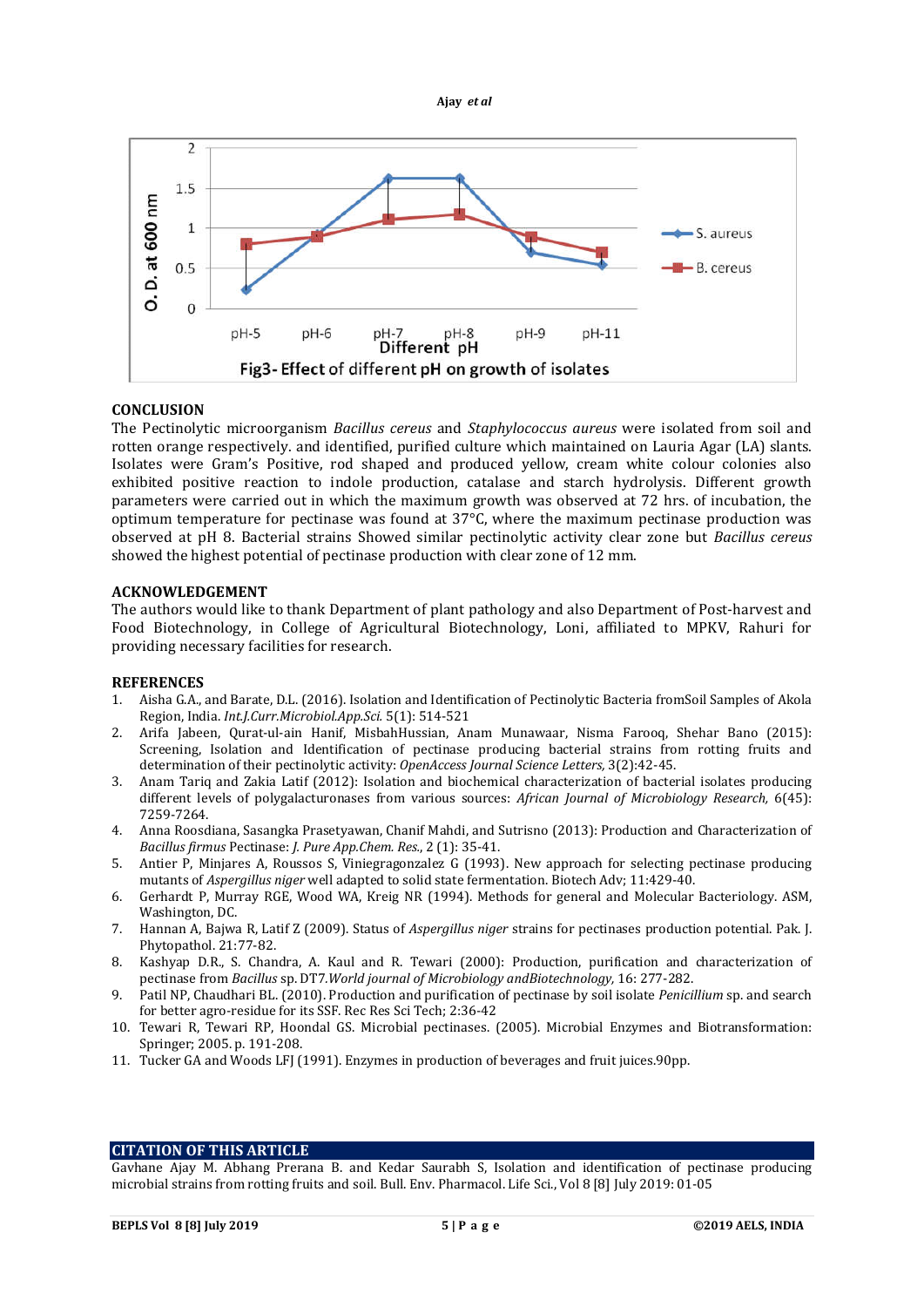O. D. at 600 nm

2
1.5
1
0.5
0

pH-5 pH-6 pH-7 pH-8 pH-9 pH-11

Different pH

S. aureus
B. cereus

Fig3- Effect of different pH on growth of isolates

## CONCLUSION

The Pectinolytic microorganism *Bacillus cereus* and *Staphylococcus aureus* were isolated from soil and rotten orange respectively. and identified, purified culture which maintained on Lauria Agar (LA) slants. Isolates were Gram's Positive, rod shaped and produced yellow, cream white colour colonies also exhibited positive reaction to indole production, catalase and starch hydrolysis. Different growth parameters were carried out in which the maximum growth was observed at 72 hrs. of incubation, the optimum temperature for pectinase was found at 37°C, where the maximum pectinase production was observed at pH 8. Bacterial strains Showed similar pectinolytic activity clear zone but *Bacillus cereus* showed the highest potential of pectinase production with clear zone of 12 mm.

## ACKNOWLEDGEMENT

The authors would like to thank Department of plant pathology and also Department of Post-harvest and Food Biotechnology, in College of Agricultural Biotechnology, Loni, affiliated to MPKV, Rahuri for providing necessary facilities for research.

## REFERENCES

1. Aisha G.A., and Barate, D.L. (2016). Isolation and Identification of Pectinolytic Bacteria fromSoil Samples of Akola Region, India. *Int.J.Curr.Microbiol.App.Sci.* 5(1): 514-521
2. Arifa Jabeen, Qurat-ul-ain Hanif, MisbahHussian, Anam Munawaar, Nisma Farooq, Shehar Bano (2015): Screening, Isolation and Identification of pectinase producing bacterial strains from rotting fruits and determination of their pectinolytic activity: *OpenAccess Journal Science Letters,* 3(2):42-45.
3. Anam Tariq and Zakia Latif (2012): Isolation and biochemical characterization of bacterial isolates producing different levels of polygalacturonases from various sources: *African Journal of Microbiology Research,* 6(45): 7259-7264.
4. Anna Roosdiana, Sasangka Prasetyawan, Chanif Mahdi, and Sutrisno (2013): Production and Characterization of *Bacillus firmus* Pectinase: *J. Pure App.Chem. Res.*, 2 (1): 35-41.
5. Antier P, Minjares A, Roussos S, Viniegragonzalez G (1993). New approach for selecting pectinase producing mutants of *Aspergillus niger* well adapted to solid state fermentation. Biotech Adv; 11:429-40.
6. Gerhardt P, Murray RGE, Wood WA, Kreig NR (1994). Methods for general and Molecular Bacteriology. ASM, Washington, DC.
7. Hannan A, Bajwa R, Latif Z (2009). Status of *Aspergillus niger* strains for pectinases production potential. Pak. J. Phytopathol. 21:77-82.
8. Kashyap D.R., S. Chandra, A. Kaul and R. Tewari (2000): Production, purification and characterization of pectinase from *Bacillus* sp. DT7.*World journal of Microbiology andBiotechnology,* 16: 277-282.
9. Patil NP, Chaudhari BL. (2010). Production and purification of pectinase by soil isolate *Penicillium* sp. and search for better agro-residue for its SSF. Rec Res Sci Tech; 2:36-42
10. Tewari R, Tewari RP, Hoondal GS. Microbial pectinases. (2005). Microbial Enzymes and Biotransformation: Springer; 2005. p. 191-208.
11. Tucker GA and Woods LFJ (1991). Enzymes in production of beverages and fruit juices.90pp.

## CITATION OF THIS ARTICLE

Gavhane Ajay M. Abhang Prerana B. and Kedar Saurabh S, Isolation and identification of pectinase producing microbial strains from rotting fruits and soil. Bull. Env. Pharmacol. Life Sci., Vol 8 [8] July 2019: 01-05